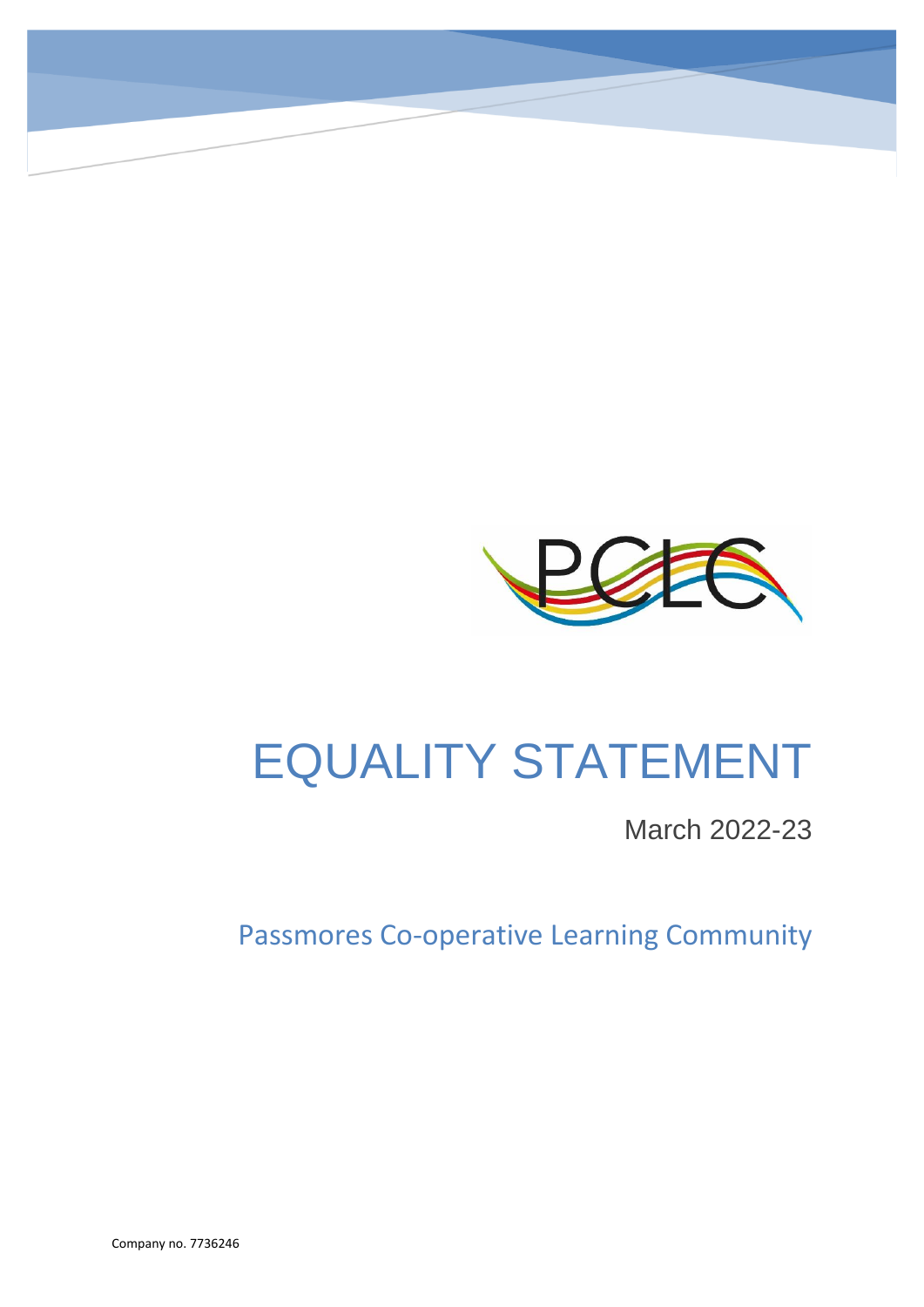PCLC

# EQUALITY STATEMENT

March 2022-23

Passmores Co-operative Learning Community

Company no. 7736246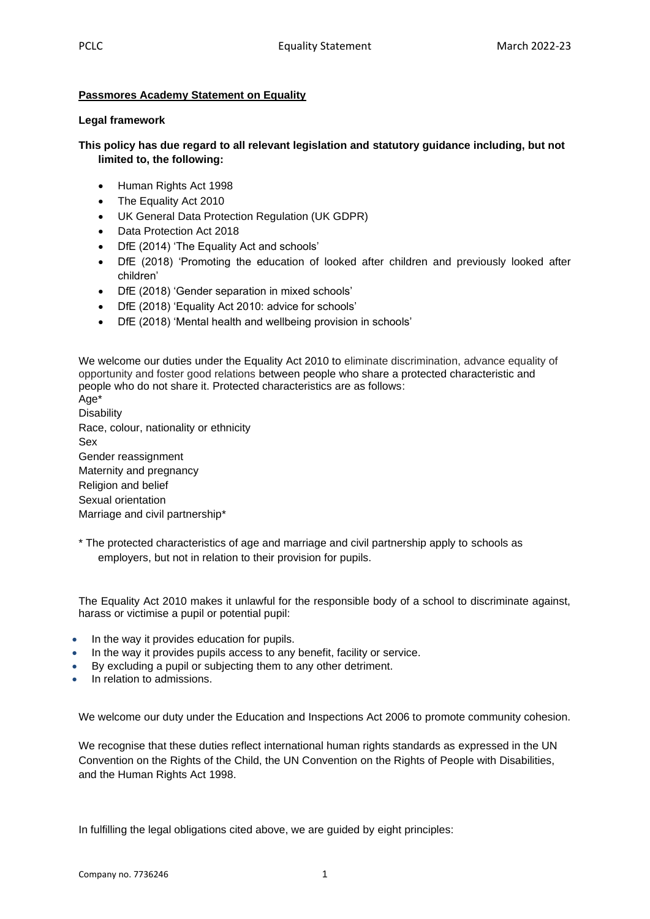**Passmores Academy Statement on Equality**

**Legal framework**

**This policy has due regard to all relevant legislation and statutory guidance including, but not limited to, the following:**

- Human Rights Act 1998
- The Equality Act 2010
- UK General Data Protection Regulation (UK GDPR)
- Data Protection Act 2018
- DfE (2014) 'The Equality Act and schools'
- DfE (2018) 'Promoting the education of looked after children and previously looked after children'
- DfE (2018) 'Gender separation in mixed schools'
- DfE (2018) 'Equality Act 2010: advice for schools'
- DfE (2018) 'Mental health and wellbeing provision in schools'

We welcome our duties under the Equality Act 2010 to eliminate discrimination, advance equality of opportunity and foster good relations between people who share a protected characteristic and people who do not share it. Protected characteristics are as follows:

Age*
Disability
Race, colour, nationality or ethnicity
Sex
Gender reassignment
Maternity and pregnancy
Religion and belief
Sexual orientation
Marriage and civil partnership*

\* The protected characteristics of age and marriage and civil partnership apply to schools as employers, but not in relation to their provision for pupils.

The Equality Act 2010 makes it unlawful for the responsible body of a school to discriminate against, harass or victimise a pupil or potential pupil:

- In the way it provides education for pupils.
- In the way it provides pupils access to any benefit, facility or service.
- By excluding a pupil or subjecting them to any other detriment.
- In relation to admissions.

We welcome our duty under the Education and Inspections Act 2006 to promote community cohesion.

We recognise that these duties reflect international human rights standards as expressed in the UN Convention on the Rights of the Child, the UN Convention on the Rights of People with Disabilities, and the Human Rights Act 1998.

In fulfilling the legal obligations cited above, we are guided by eight principles: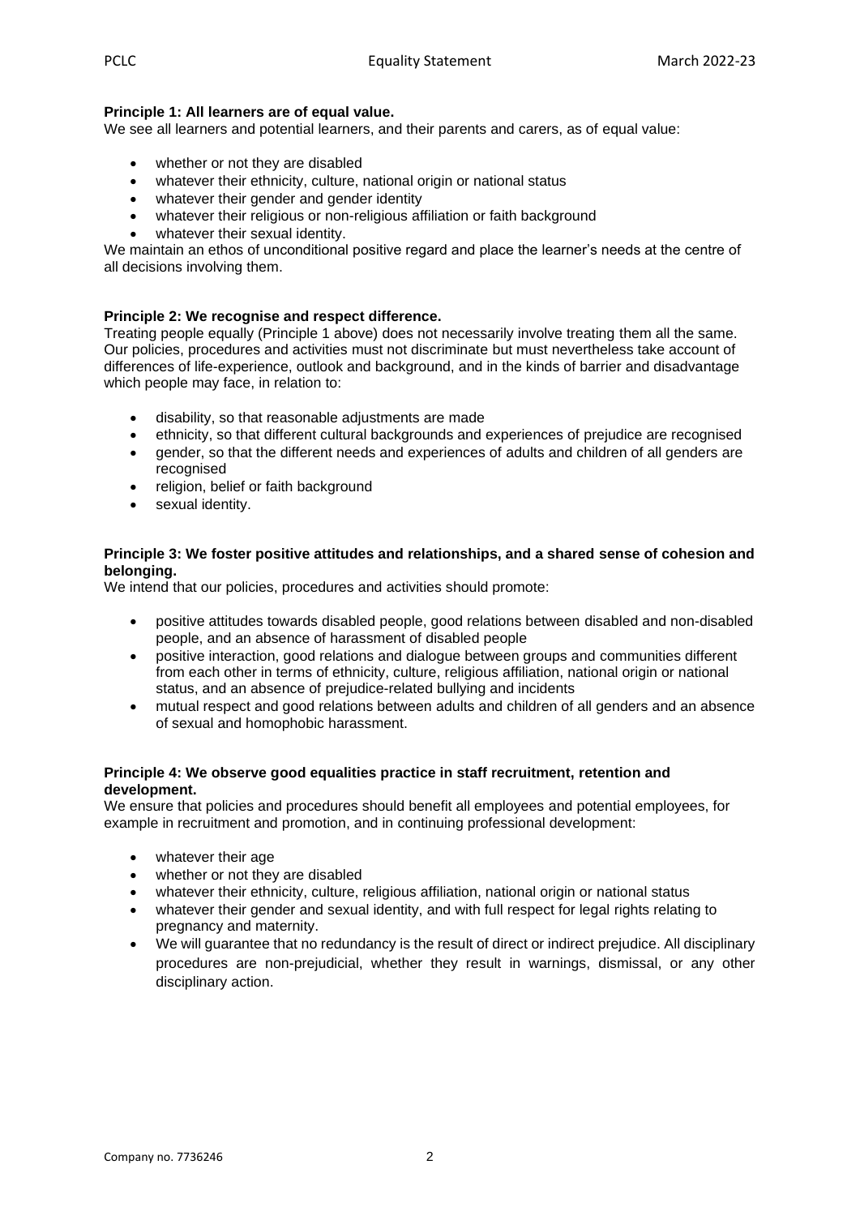**Principle 1: All learners are of equal value.**

We see all learners and potential learners, and their parents and carers, as of equal value:

- whether or not they are disabled
- whatever their ethnicity, culture, national origin or national status
- whatever their gender and gender identity
- whatever their religious or non-religious affiliation or faith background
- whatever their sexual identity.

We maintain an ethos of unconditional positive regard and place the learner's needs at the centre of all decisions involving them.

**Principle 2: We recognise and respect difference.**

Treating people equally (Principle 1 above) does not necessarily involve treating them all the same. Our policies, procedures and activities must not discriminate but must nevertheless take account of differences of life-experience, outlook and background, and in the kinds of barrier and disadvantage which people may face, in relation to:

- disability, so that reasonable adjustments are made
- ethnicity, so that different cultural backgrounds and experiences of prejudice are recognised
- gender, so that the different needs and experiences of adults and children of all genders are recognised
- religion, belief or faith background
- sexual identity.

**Principle 3: We foster positive attitudes and relationships, and a shared sense of cohesion and belonging.**

We intend that our policies, procedures and activities should promote:

- positive attitudes towards disabled people, good relations between disabled and non-disabled people, and an absence of harassment of disabled people
- positive interaction, good relations and dialogue between groups and communities different from each other in terms of ethnicity, culture, religious affiliation, national origin or national status, and an absence of prejudice-related bullying and incidents
- mutual respect and good relations between adults and children of all genders and an absence of sexual and homophobic harassment.

**Principle 4: We observe good equalities practice in staff recruitment, retention and development.**

We ensure that policies and procedures should benefit all employees and potential employees, for example in recruitment and promotion, and in continuing professional development:

- whatever their age
- whether or not they are disabled
- whatever their ethnicity, culture, religious affiliation, national origin or national status
- whatever their gender and sexual identity, and with full respect for legal rights relating to pregnancy and maternity.
- We will guarantee that no redundancy is the result of direct or indirect prejudice. All disciplinary procedures are non-prejudicial, whether they result in warnings, dismissal, or any other disciplinary action.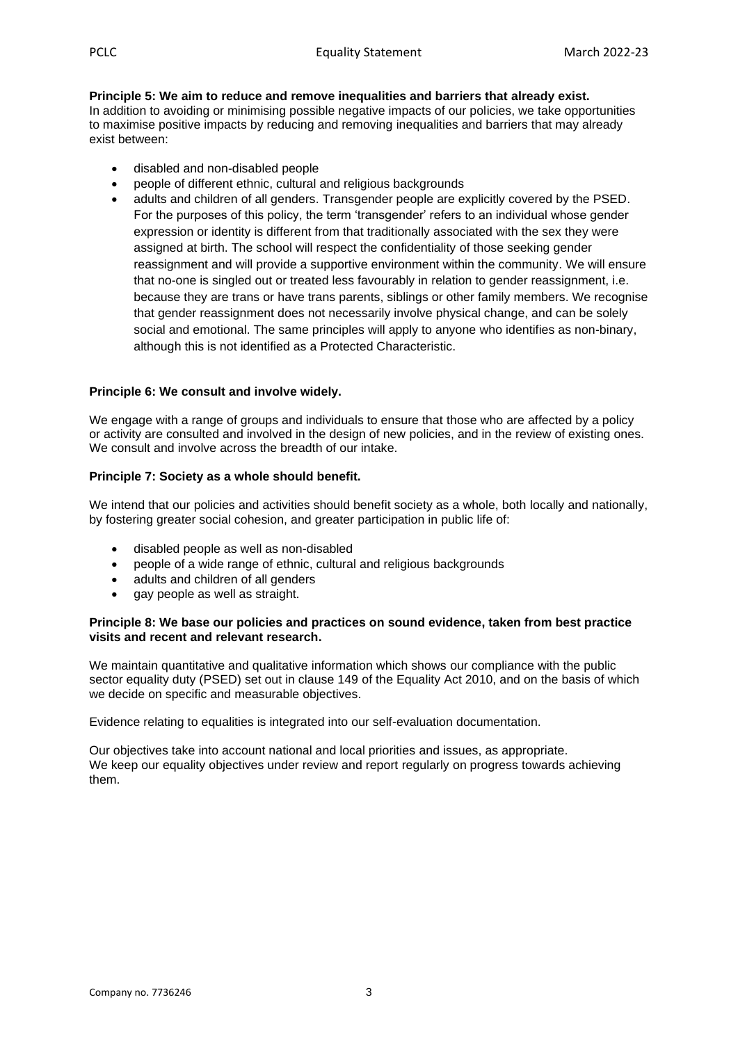**Principle 5: We aim to reduce and remove inequalities and barriers that already exist.**
In addition to avoiding or minimising possible negative impacts of our policies, we take opportunities to maximise positive impacts by reducing and removing inequalities and barriers that may already exist between:

- disabled and non-disabled people
- people of different ethnic, cultural and religious backgrounds
- adults and children of all genders. Transgender people are explicitly covered by the PSED. For the purposes of this policy, the term 'transgender' refers to an individual whose gender expression or identity is different from that traditionally associated with the sex they were assigned at birth. The school will respect the confidentiality of those seeking gender reassignment and will provide a supportive environment within the community. We will ensure that no-one is singled out or treated less favourably in relation to gender reassignment, i.e. because they are trans or have trans parents, siblings or other family members. We recognise that gender reassignment does not necessarily involve physical change, and can be solely social and emotional. The same principles will apply to anyone who identifies as non-binary, although this is not identified as a Protected Characteristic.

**Principle 6: We consult and involve widely.**

We engage with a range of groups and individuals to ensure that those who are affected by a policy or activity are consulted and involved in the design of new policies, and in the review of existing ones. We consult and involve across the breadth of our intake.

**Principle 7: Society as a whole should benefit.**

We intend that our policies and activities should benefit society as a whole, both locally and nationally, by fostering greater social cohesion, and greater participation in public life of:

- disabled people as well as non-disabled
- people of a wide range of ethnic, cultural and religious backgrounds
- adults and children of all genders
- gay people as well as straight.

**Principle 8: We base our policies and practices on sound evidence, taken from best practice visits and recent and relevant research.**

We maintain quantitative and qualitative information which shows our compliance with the public sector equality duty (PSED) set out in clause 149 of the Equality Act 2010, and on the basis of which we decide on specific and measurable objectives.

Evidence relating to equalities is integrated into our self-evaluation documentation.

Our objectives take into account national and local priorities and issues, as appropriate.
We keep our equality objectives under review and report regularly on progress towards achieving them.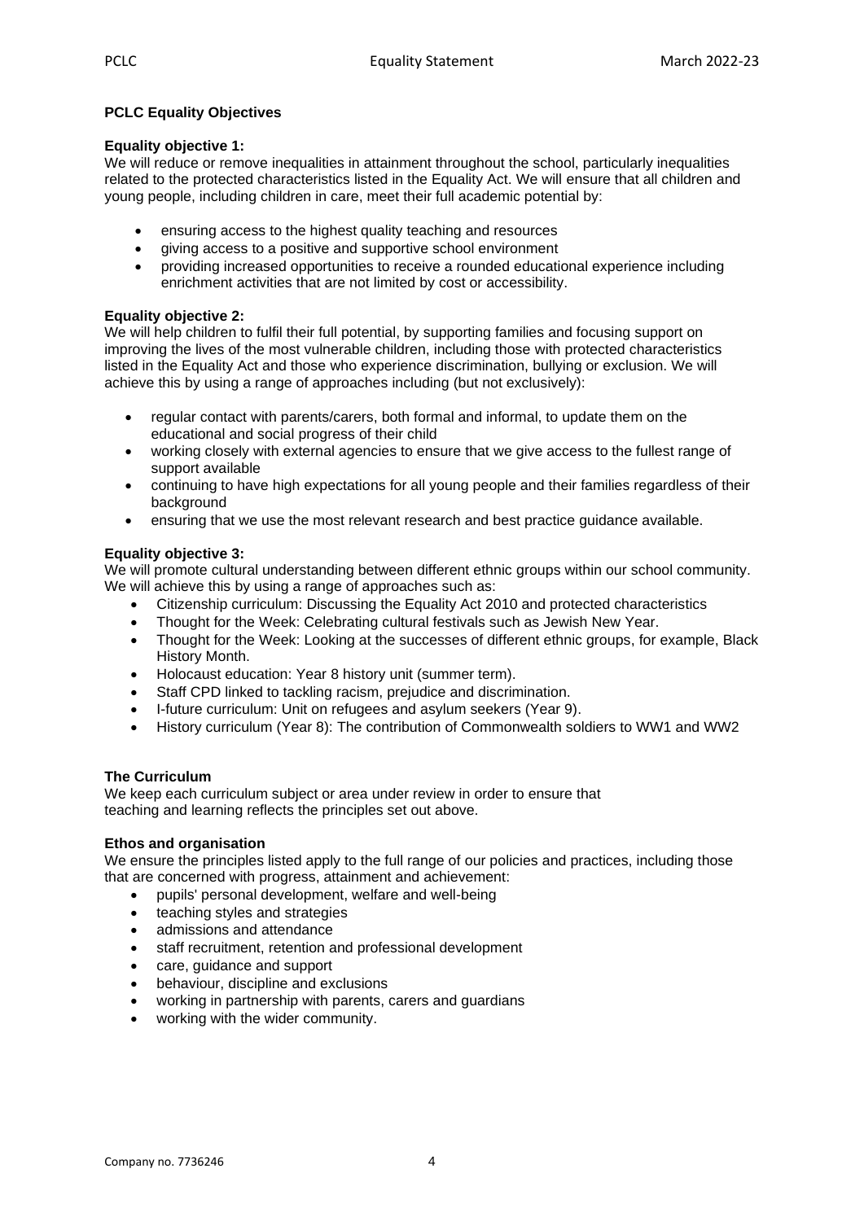**PCLC Equality Objectives**

**Equality objective 1:**
We will reduce or remove inequalities in attainment throughout the school, particularly inequalities related to the protected characteristics listed in the Equality Act. We will ensure that all children and young people, including children in care, meet their full academic potential by:

- ensuring access to the highest quality teaching and resources
- giving access to a positive and supportive school environment
- providing increased opportunities to receive a rounded educational experience including enrichment activities that are not limited by cost or accessibility.

**Equality objective 2:**
We will help children to fulfil their full potential, by supporting families and focusing support on improving the lives of the most vulnerable children, including those with protected characteristics listed in the Equality Act and those who experience discrimination, bullying or exclusion. We will achieve this by using a range of approaches including (but not exclusively):

- regular contact with parents/carers, both formal and informal, to update them on the educational and social progress of their child
- working closely with external agencies to ensure that we give access to the fullest range of support available
- continuing to have high expectations for all young people and their families regardless of their background
- ensuring that we use the most relevant research and best practice guidance available.

**Equality objective 3:**
We will promote cultural understanding between different ethnic groups within our school community. We will achieve this by using a range of approaches such as:

- Citizenship curriculum: Discussing the Equality Act 2010 and protected characteristics
- Thought for the Week: Celebrating cultural festivals such as Jewish New Year.
- Thought for the Week: Looking at the successes of different ethnic groups, for example, Black History Month.
- Holocaust education: Year 8 history unit (summer term).
- Staff CPD linked to tackling racism, prejudice and discrimination.
- I-future curriculum: Unit on refugees and asylum seekers (Year 9).
- History curriculum (Year 8): The contribution of Commonwealth soldiers to WW1 and WW2

**The Curriculum**
We keep each curriculum subject or area under review in order to ensure that teaching and learning reflects the principles set out above.

**Ethos and organisation**
We ensure the principles listed apply to the full range of our policies and practices, including those that are concerned with progress, attainment and achievement:

- pupils' personal development, welfare and well-being
- teaching styles and strategies
- admissions and attendance
- staff recruitment, retention and professional development
- care, guidance and support
- behaviour, discipline and exclusions
- working in partnership with parents, carers and guardians
- working with the wider community.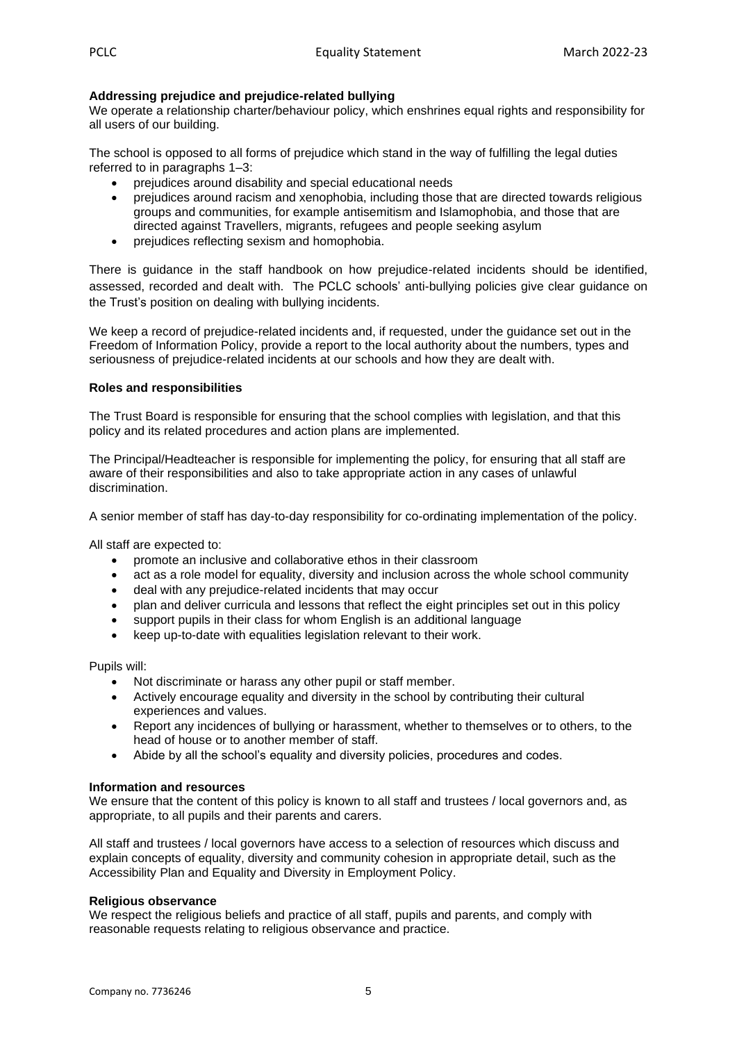**Addressing prejudice and prejudice-related bullying**

We operate a relationship charter/behaviour policy, which enshrines equal rights and responsibility for all users of our building.

The school is opposed to all forms of prejudice which stand in the way of fulfilling the legal duties referred to in paragraphs 1–3:

- prejudices around disability and special educational needs
- prejudices around racism and xenophobia, including those that are directed towards religious groups and communities, for example antisemitism and Islamophobia, and those that are directed against Travellers, migrants, refugees and people seeking asylum
- prejudices reflecting sexism and homophobia.

There is guidance in the staff handbook on how prejudice-related incidents should be identified, assessed, recorded and dealt with. The PCLC schools' anti-bullying policies give clear guidance on the Trust's position on dealing with bullying incidents.

We keep a record of prejudice-related incidents and, if requested, under the guidance set out in the Freedom of Information Policy, provide a report to the local authority about the numbers, types and seriousness of prejudice-related incidents at our schools and how they are dealt with.

**Roles and responsibilities**

The Trust Board is responsible for ensuring that the school complies with legislation, and that this policy and its related procedures and action plans are implemented.

The Principal/Headteacher is responsible for implementing the policy, for ensuring that all staff are aware of their responsibilities and also to take appropriate action in any cases of unlawful discrimination.

A senior member of staff has day-to-day responsibility for co-ordinating implementation of the policy.

All staff are expected to:

- promote an inclusive and collaborative ethos in their classroom
- act as a role model for equality, diversity and inclusion across the whole school community
- deal with any prejudice-related incidents that may occur
- plan and deliver curricula and lessons that reflect the eight principles set out in this policy
- support pupils in their class for whom English is an additional language
- keep up-to-date with equalities legislation relevant to their work.

Pupils will:

- Not discriminate or harass any other pupil or staff member.
- Actively encourage equality and diversity in the school by contributing their cultural experiences and values.
- Report any incidences of bullying or harassment, whether to themselves or to others, to the head of house or to another member of staff.
- Abide by all the school's equality and diversity policies, procedures and codes.

**Information and resources**

We ensure that the content of this policy is known to all staff and trustees / local governors and, as appropriate, to all pupils and their parents and carers.

All staff and trustees / local governors have access to a selection of resources which discuss and explain concepts of equality, diversity and community cohesion in appropriate detail, such as the Accessibility Plan and Equality and Diversity in Employment Policy.

**Religious observance**

We respect the religious beliefs and practice of all staff, pupils and parents, and comply with reasonable requests relating to religious observance and practice.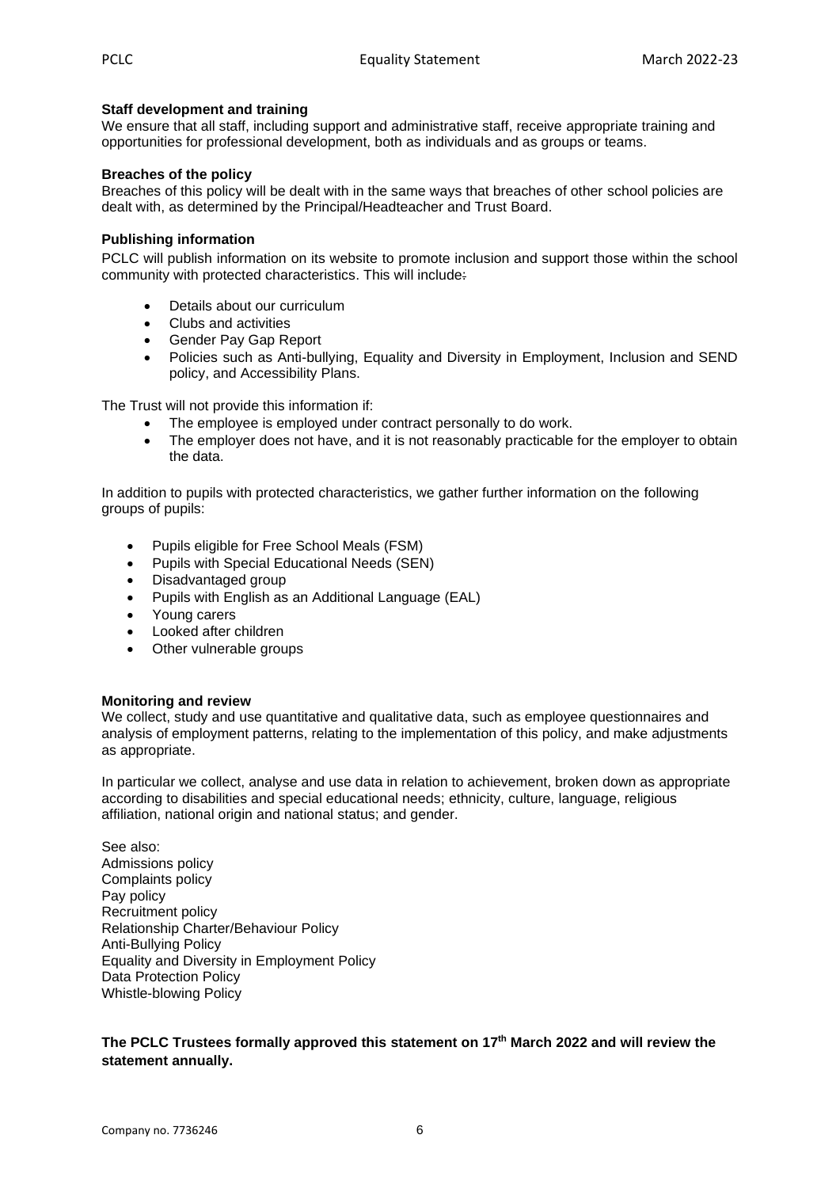**Staff development and training**

We ensure that all staff, including support and administrative staff, receive appropriate training and opportunities for professional development, both as individuals and as groups or teams.

**Breaches of the policy**

Breaches of this policy will be dealt with in the same ways that breaches of other school policies are dealt with, as determined by the Principal/Headteacher and Trust Board.

**Publishing information**

PCLC will publish information on its website to promote inclusion and support those within the school community with protected characteristics. This will include:

- Details about our curriculum
- Clubs and activities
- Gender Pay Gap Report
- Policies such as Anti-bullying, Equality and Diversity in Employment, Inclusion and SEND policy, and Accessibility Plans.

The Trust will not provide this information if:

- The employee is employed under contract personally to do work.
- The employer does not have, and it is not reasonably practicable for the employer to obtain the data.

In addition to pupils with protected characteristics, we gather further information on the following groups of pupils:

- Pupils eligible for Free School Meals (FSM)
- Pupils with Special Educational Needs (SEN)
- Disadvantaged group
- Pupils with English as an Additional Language (EAL)
- Young carers
- Looked after children
- Other vulnerable groups

**Monitoring and review**

We collect, study and use quantitative and qualitative data, such as employee questionnaires and analysis of employment patterns, relating to the implementation of this policy, and make adjustments as appropriate.

In particular we collect, analyse and use data in relation to achievement, broken down as appropriate according to disabilities and special educational needs; ethnicity, culture, language, religious affiliation, national origin and national status; and gender.

See also:
Admissions policy
Complaints policy
Pay policy
Recruitment policy
Relationship Charter/Behaviour Policy
Anti-Bullying Policy
Equality and Diversity in Employment Policy
Data Protection Policy
Whistle-blowing Policy

**The PCLC Trustees formally approved this statement on 17th March 2022 and will review the statement annually.**